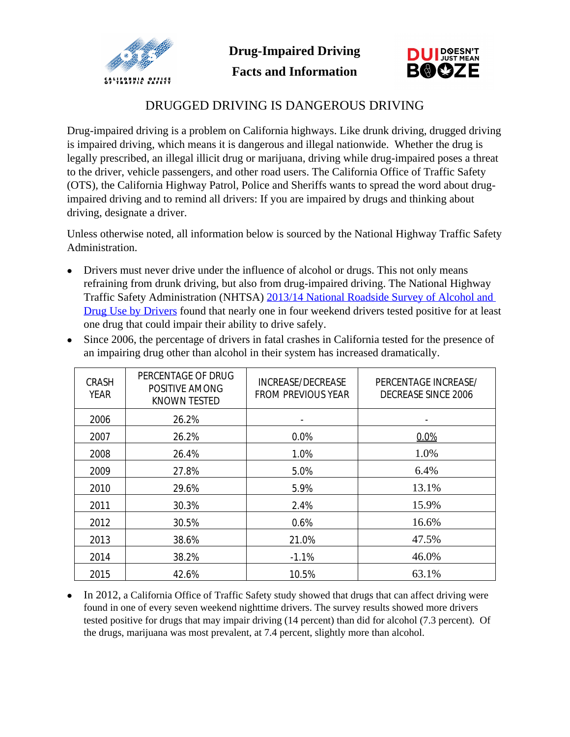# Drug-Impaired Driving

# Facts and Information

## DRUGGED DRIVING IS DANGEROUS DRIVING

Drug-impaired driving is a problem on California highways. Like drunk driving, drugged driving is impaired driving, which means it is dangerous and illegal nationwide. Whether the drug is legally prescribed, an illegal illicit drug or marijuana, driving while drug-impaired poses a threat to the driver, vehicle passengers, and other road users. The California Office of Traffic Safety (OTS), the California Highway Patrol, Police and Sheriffs wants to spread the word about drug-impaired driving and to remind all drivers: If you are impaired by drugs and thinking about driving, designate a driver.

Unless otherwise noted, all information below is sourced by the National Highway Traffic Safety Administration.

- Drivers must never drive under the influence of alcohol or drugs. This not only means refraining from drunk driving, but also from drug-impaired driving. The National Highway Traffic Safety Administration (NHTSA) 2013/14 National Roadside Survey of Alcohol and Drug Use by Drivers found that nearly one in four weekend drivers tested positive for at least one drug that could impair their ability to drive safely.
- Since 2006, the percentage of drivers in fatal crashes in California tested for the presence of an impairing drug other than alcohol in their system has increased dramatically.

| CRASH YEAR | PERCENTAGE OF DRUG POSITIVE AMONG KNOWN TESTED | INCREASE/DECREASE FROM PREVIOUS YEAR | PERCENTAGE INCREASE/ DECREASE SINCE 2006 |
|---|---|---|---|
| 2006 | 26.2% | - | - |
| 2007 | 26.2% | 0.0% | 0.0% |
| 2008 | 26.4% | 1.0% | 1.0% |
| 2009 | 27.8% | 5.0% | 6.4% |
| 2010 | 29.6% | 5.9% | 13.1% |
| 2011 | 30.3% | 2.4% | 15.9% |
| 2012 | 30.5% | 0.6% | 16.6% |
| 2013 | 38.6% | 21.0% | 47.5% |
| 2014 | 38.2% | -1.1% | 46.0% |
| 2015 | 42.6% | 10.5% | 63.1% |

- In 2012, a California Office of Traffic Safety study showed that drugs that can affect driving were found in one of every seven weekend nighttime drivers. The survey results showed more drivers tested positive for drugs that may impair driving (14 percent) than did for alcohol (7.3 percent). Of the drugs, marijuana was most prevalent, at 7.4 percent, slightly more than alcohol.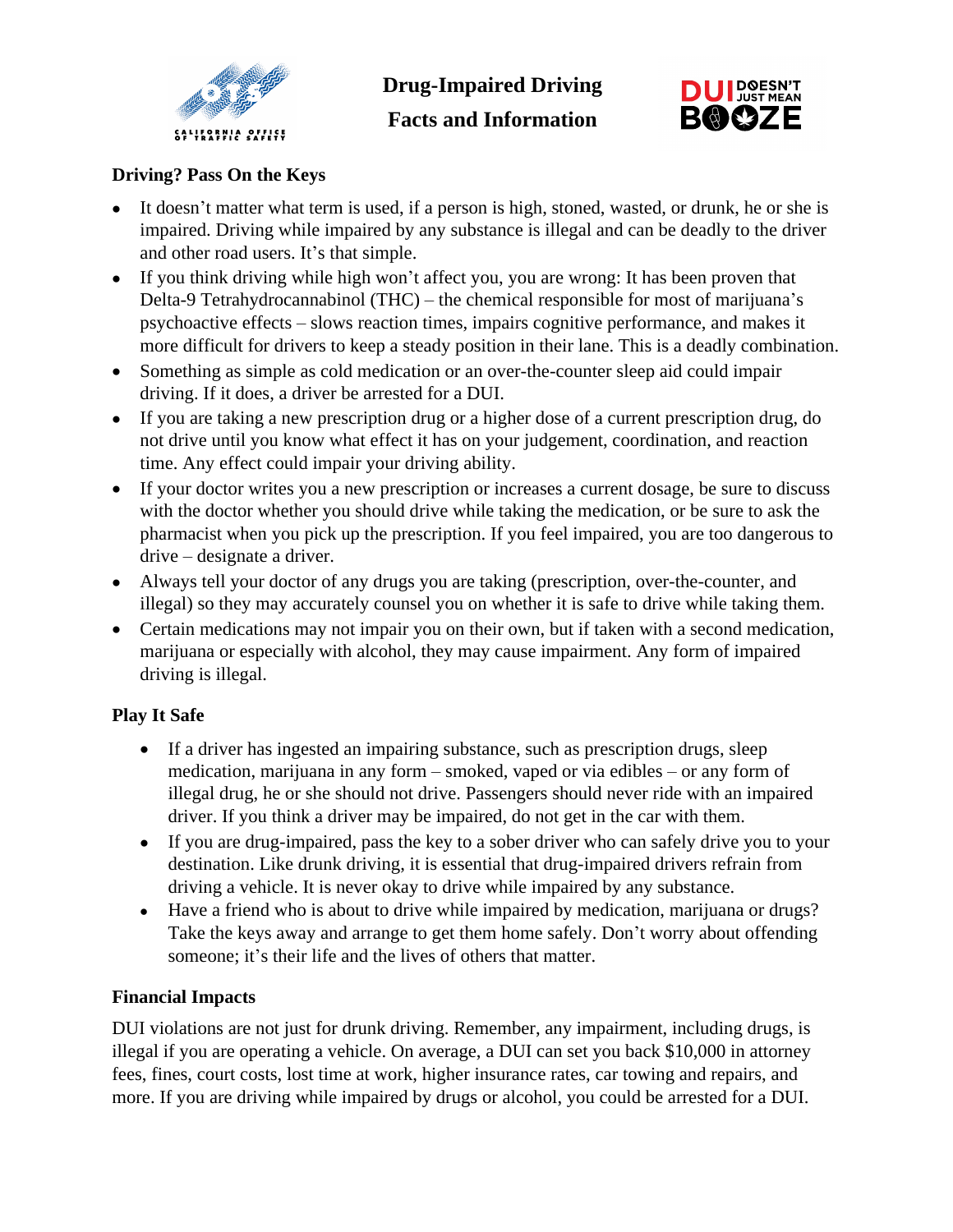# Drug-Impaired Driving

# Facts and Information

## Driving? Pass On the Keys

- It doesn't matter what term is used, if a person is high, stoned, wasted, or drunk, he or she is impaired. Driving while impaired by any substance is illegal and can be deadly to the driver and other road users. It's that simple.
- If you think driving while high won't affect you, you are wrong: It has been proven that Delta-9 Tetrahydrocannabinol (THC) – the chemical responsible for most of marijuana's psychoactive effects – slows reaction times, impairs cognitive performance, and makes it more difficult for drivers to keep a steady position in their lane. This is a deadly combination.
- Something as simple as cold medication or an over-the-counter sleep aid could impair driving. If it does, a driver be arrested for a DUI.
- If you are taking a new prescription drug or a higher dose of a current prescription drug, do not drive until you know what effect it has on your judgement, coordination, and reaction time. Any effect could impair your driving ability.
- If your doctor writes you a new prescription or increases a current dosage, be sure to discuss with the doctor whether you should drive while taking the medication, or be sure to ask the pharmacist when you pick up the prescription. If you feel impaired, you are too dangerous to drive – designate a driver.
- Always tell your doctor of any drugs you are taking (prescription, over-the-counter, and illegal) so they may accurately counsel you on whether it is safe to drive while taking them.
- Certain medications may not impair you on their own, but if taken with a second medication, marijuana or especially with alcohol, they may cause impairment. Any form of impaired driving is illegal.

## Play It Safe

- If a driver has ingested an impairing substance, such as prescription drugs, sleep medication, marijuana in any form – smoked, vaped or via edibles – or any form of illegal drug, he or she should not drive. Passengers should never ride with an impaired driver. If you think a driver may be impaired, do not get in the car with them.
- If you are drug-impaired, pass the key to a sober driver who can safely drive you to your destination. Like drunk driving, it is essential that drug-impaired drivers refrain from driving a vehicle. It is never okay to drive while impaired by any substance.
- Have a friend who is about to drive while impaired by medication, marijuana or drugs? Take the keys away and arrange to get them home safely. Don't worry about offending someone; it's their life and the lives of others that matter.

## Financial Impacts

DUI violations are not just for drunk driving. Remember, any impairment, including drugs, is illegal if you are operating a vehicle. On average, a DUI can set you back $10,000 in attorney fees, fines, court costs, lost time at work, higher insurance rates, car towing and repairs, and more. If you are driving while impaired by drugs or alcohol, you could be arrested for a DUI.